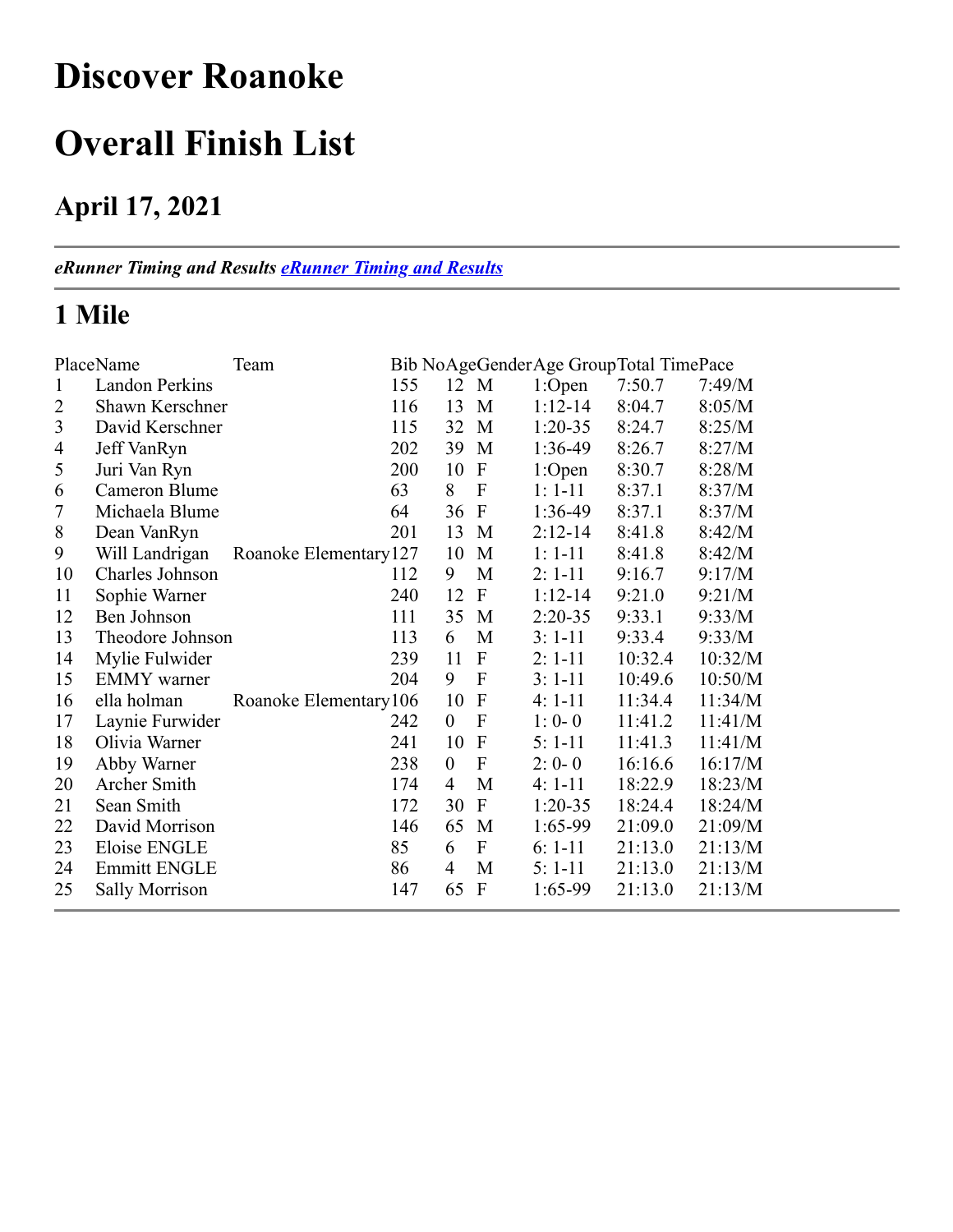# Discover Roanoke

# Overall Finish List

## April 17, 2021

---

***eRunner Timing and Results** [**eRunner Timing and Results**]()*

---

## 1 Mile

| Place | Name | Team | Bib No | Age | Gender | Age Group | Total Time | Pace |
|---|---|---|---|---|---|---|---|---|
| 1 | Landon Perkins | | 155 | 12 | M | 1:Open | 7:50.7 | 7:49/M |
| 2 | Shawn Kerschner | | 116 | 13 | M | 1:12-14 | 8:04.7 | 8:05/M |
| 3 | David Kerschner | | 115 | 32 | M | 1:20-35 | 8:24.7 | 8:25/M |
| 4 | Jeff VanRyn | | 202 | 39 | M | 1:36-49 | 8:26.7 | 8:27/M |
| 5 | Juri Van Ryn | | 200 | 10 | F | 1:Open | 8:30.7 | 8:28/M |
| 6 | Cameron Blume | | 63 | 8 | F | 1: 1-11 | 8:37.1 | 8:37/M |
| 7 | Michaela Blume | | 64 | 36 | F | 1:36-49 | 8:37.1 | 8:37/M |
| 8 | Dean VanRyn | | 201 | 13 | M | 2:12-14 | 8:41.8 | 8:42/M |
| 9 | Will Landrigan | Roanoke Elementary | 127 | 10 | M | 1: 1-11 | 8:41.8 | 8:42/M |
| 10 | Charles Johnson | | 112 | 9 | M | 2: 1-11 | 9:16.7 | 9:17/M |
| 11 | Sophie Warner | | 240 | 12 | F | 1:12-14 | 9:21.0 | 9:21/M |
| 12 | Ben Johnson | | 111 | 35 | M | 2:20-35 | 9:33.1 | 9:33/M |
| 13 | Theodore Johnson | | 113 | 6 | M | 3: 1-11 | 9:33.4 | 9:33/M |
| 14 | Mylie Fulwider | | 239 | 11 | F | 2: 1-11 | 10:32.4 | 10:32/M |
| 15 | EMMY warner | | 204 | 9 | F | 3: 1-11 | 10:49.6 | 10:50/M |
| 16 | ella holman | Roanoke Elementary | 106 | 10 | F | 4: 1-11 | 11:34.4 | 11:34/M |
| 17 | Laynie Furwider | | 242 | 0 | F | 1: 0- 0 | 11:41.2 | 11:41/M |
| 18 | Olivia Warner | | 241 | 10 | F | 5: 1-11 | 11:41.3 | 11:41/M |
| 19 | Abby Warner | | 238 | 0 | F | 2: 0- 0 | 16:16.6 | 16:17/M |
| 20 | Archer Smith | | 174 | 4 | M | 4: 1-11 | 18:22.9 | 18:23/M |
| 21 | Sean Smith | | 172 | 30 | F | 1:20-35 | 18:24.4 | 18:24/M |
| 22 | David Morrison | | 146 | 65 | M | 1:65-99 | 21:09.0 | 21:09/M |
| 23 | Eloise ENGLE | | 85 | 6 | F | 6: 1-11 | 21:13.0 | 21:13/M |
| 24 | Emmitt ENGLE | | 86 | 4 | M | 5: 1-11 | 21:13.0 | 21:13/M |
| 25 | Sally Morrison | | 147 | 65 | F | 1:65-99 | 21:13.0 | 21:13/M |

---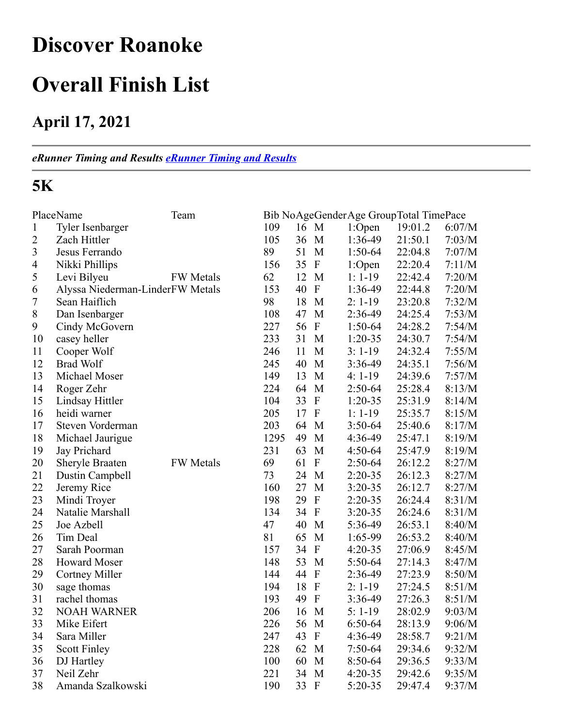# Discover Roanoke

# Overall Finish List

## April 17, 2021

---

*eRunner Timing and Results* [*eRunner Timing and Results*]()

---

## 5K

| Place | Name | Team | Bib No | Age | Gender | Age Group | Total Time | Pace |
|---|---|---|---|---|---|---|---|---|
| 1 | Tyler Isenbarger | | 109 | 16 | M | 1:Open | 19:01.2 | 6:07/M |
| 2 | Zach Hittler | | 105 | 36 | M | 1:36-49 | 21:50.1 | 7:03/M |
| 3 | Jesus Ferrando | | 89 | 51 | M | 1:50-64 | 22:04.8 | 7:07/M |
| 4 | Nikki Phillips | | 156 | 35 | F | 1:Open | 22:20.4 | 7:11/M |
| 5 | Levi Bilyeu | FW Metals | 62 | 12 | M | 1: 1-19 | 22:42.4 | 7:20/M |
| 6 | Alyssa Niederman-Linder | FW Metals | 153 | 40 | F | 1:36-49 | 22:44.8 | 7:20/M |
| 7 | Sean Haiflich | | 98 | 18 | M | 2: 1-19 | 23:20.8 | 7:32/M |
| 8 | Dan Isenbarger | | 108 | 47 | M | 2:36-49 | 24:25.4 | 7:53/M |
| 9 | Cindy McGovern | | 227 | 56 | F | 1:50-64 | 24:28.2 | 7:54/M |
| 10 | casey heller | | 233 | 31 | M | 1:20-35 | 24:30.7 | 7:54/M |
| 11 | Cooper Wolf | | 246 | 11 | M | 3: 1-19 | 24:32.4 | 7:55/M |
| 12 | Brad Wolf | | 245 | 40 | M | 3:36-49 | 24:35.1 | 7:56/M |
| 13 | Michael Moser | | 149 | 13 | M | 4: 1-19 | 24:39.6 | 7:57/M |
| 14 | Roger Zehr | | 224 | 64 | M | 2:50-64 | 25:28.4 | 8:13/M |
| 15 | Lindsay Hittler | | 104 | 33 | F | 1:20-35 | 25:31.9 | 8:14/M |
| 16 | heidi warner | | 205 | 17 | F | 1: 1-19 | 25:35.7 | 8:15/M |
| 17 | Steven Vorderman | | 203 | 64 | M | 3:50-64 | 25:40.6 | 8:17/M |
| 18 | Michael Jaurigue | | 1295 | 49 | M | 4:36-49 | 25:47.1 | 8:19/M |
| 19 | Jay Prichard | | 231 | 63 | M | 4:50-64 | 25:47.9 | 8:19/M |
| 20 | Sheryle Braaten | FW Metals | 69 | 61 | F | 2:50-64 | 26:12.2 | 8:27/M |
| 21 | Dustin Campbell | | 73 | 24 | M | 2:20-35 | 26:12.3 | 8:27/M |
| 22 | Jeremy Rice | | 160 | 27 | M | 3:20-35 | 26:12.7 | 8:27/M |
| 23 | Mindi Troyer | | 198 | 29 | F | 2:20-35 | 26:24.4 | 8:31/M |
| 24 | Natalie Marshall | | 134 | 34 | F | 3:20-35 | 26:24.6 | 8:31/M |
| 25 | Joe Azbell | | 47 | 40 | M | 5:36-49 | 26:53.1 | 8:40/M |
| 26 | Tim Deal | | 81 | 65 | M | 1:65-99 | 26:53.2 | 8:40/M |
| 27 | Sarah Poorman | | 157 | 34 | F | 4:20-35 | 27:06.9 | 8:45/M |
| 28 | Howard Moser | | 148 | 53 | M | 5:50-64 | 27:14.3 | 8:47/M |
| 29 | Cortney Miller | | 144 | 44 | F | 2:36-49 | 27:23.9 | 8:50/M |
| 30 | sage thomas | | 194 | 18 | F | 2: 1-19 | 27:24.5 | 8:51/M |
| 31 | rachel thomas | | 193 | 49 | F | 3:36-49 | 27:26.3 | 8:51/M |
| 32 | NOAH WARNER | | 206 | 16 | M | 5: 1-19 | 28:02.9 | 9:03/M |
| 33 | Mike Eifert | | 226 | 56 | M | 6:50-64 | 28:13.9 | 9:06/M |
| 34 | Sara Miller | | 247 | 43 | F | 4:36-49 | 28:58.7 | 9:21/M |
| 35 | Scott Finley | | 228 | 62 | M | 7:50-64 | 29:34.6 | 9:32/M |
| 36 | DJ Hartley | | 100 | 60 | M | 8:50-64 | 29:36.5 | 9:33/M |
| 37 | Neil Zehr | | 221 | 34 | M | 4:20-35 | 29:42.6 | 9:35/M |
| 38 | Amanda Szalkowski | | 190 | 33 | F | 5:20-35 | 29:47.4 | 9:37/M |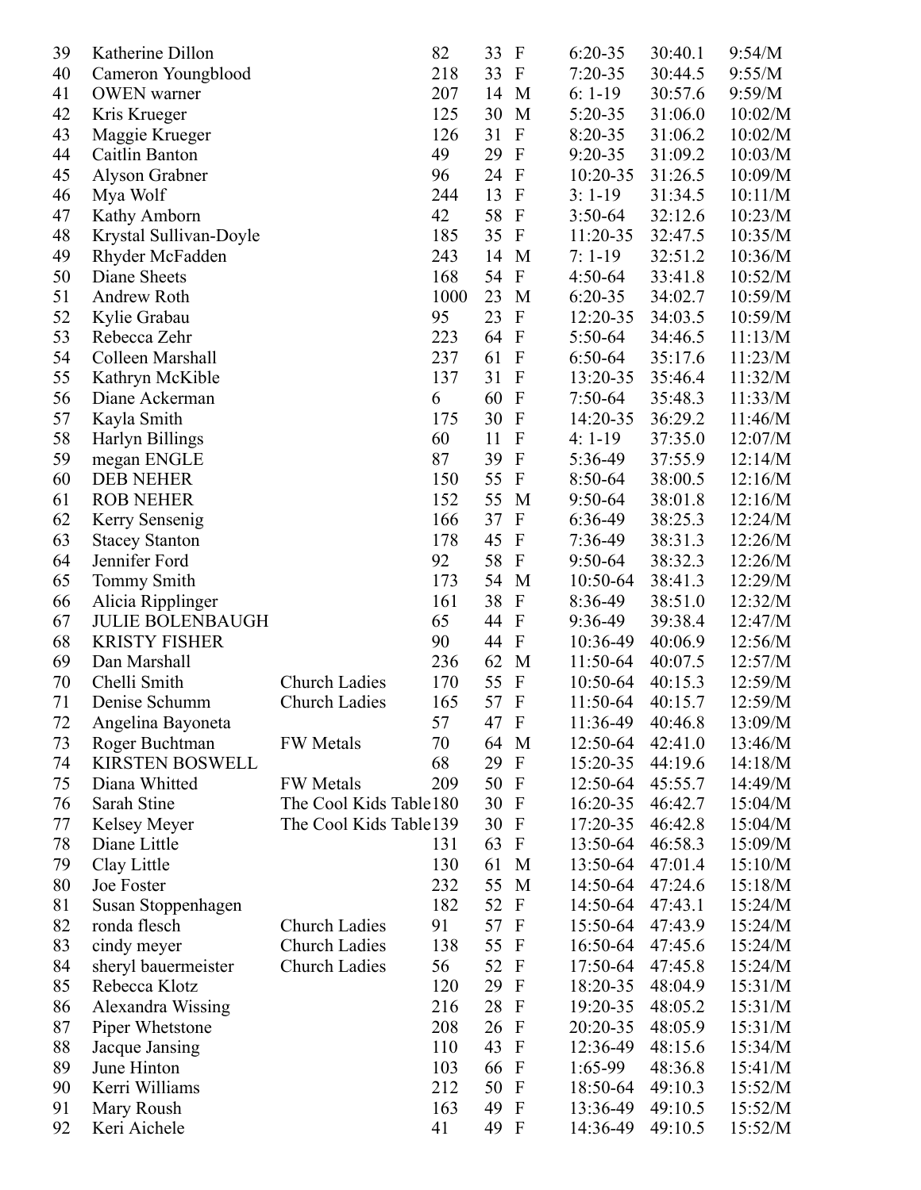| | | | | | | | | |
|---|---|---|---|---|---|---|---|---|
| 39 | Katherine Dillon | | 82 | 33 | F | 6:20-35 | 30:40.1 | 9:54/M |
| 40 | Cameron Youngblood | | 218 | 33 | F | 7:20-35 | 30:44.5 | 9:55/M |
| 41 | OWEN warner | | 207 | 14 | M | 6: 1-19 | 30:57.6 | 9:59/M |
| 42 | Kris Krueger | | 125 | 30 | M | 5:20-35 | 31:06.0 | 10:02/M |
| 43 | Maggie Krueger | | 126 | 31 | F | 8:20-35 | 31:06.2 | 10:02/M |
| 44 | Caitlin Banton | | 49 | 29 | F | 9:20-35 | 31:09.2 | 10:03/M |
| 45 | Alyson Grabner | | 96 | 24 | F | 10:20-35 | 31:26.5 | 10:09/M |
| 46 | Mya Wolf | | 244 | 13 | F | 3: 1-19 | 31:34.5 | 10:11/M |
| 47 | Kathy Amborn | | 42 | 58 | F | 3:50-64 | 32:12.6 | 10:23/M |
| 48 | Krystal Sullivan-Doyle | | 185 | 35 | F | 11:20-35 | 32:47.5 | 10:35/M |
| 49 | Rhyder McFadden | | 243 | 14 | M | 7: 1-19 | 32:51.2 | 10:36/M |
| 50 | Diane Sheets | | 168 | 54 | F | 4:50-64 | 33:41.8 | 10:52/M |
| 51 | Andrew Roth | | 1000 | 23 | M | 6:20-35 | 34:02.7 | 10:59/M |
| 52 | Kylie Grabau | | 95 | 23 | F | 12:20-35 | 34:03.5 | 10:59/M |
| 53 | Rebecca Zehr | | 223 | 64 | F | 5:50-64 | 34:46.5 | 11:13/M |
| 54 | Colleen Marshall | | 237 | 61 | F | 6:50-64 | 35:17.6 | 11:23/M |
| 55 | Kathryn McKible | | 137 | 31 | F | 13:20-35 | 35:46.4 | 11:32/M |
| 56 | Diane Ackerman | | 6 | 60 | F | 7:50-64 | 35:48.3 | 11:33/M |
| 57 | Kayla Smith | | 175 | 30 | F | 14:20-35 | 36:29.2 | 11:46/M |
| 58 | Harlyn Billings | | 60 | 11 | F | 4: 1-19 | 37:35.0 | 12:07/M |
| 59 | megan ENGLE | | 87 | 39 | F | 5:36-49 | 37:55.9 | 12:14/M |
| 60 | DEB NEHER | | 150 | 55 | F | 8:50-64 | 38:00.5 | 12:16/M |
| 61 | ROB NEHER | | 152 | 55 | M | 9:50-64 | 38:01.8 | 12:16/M |
| 62 | Kerry Sensenig | | 166 | 37 | F | 6:36-49 | 38:25.3 | 12:24/M |
| 63 | Stacey Stanton | | 178 | 45 | F | 7:36-49 | 38:31.3 | 12:26/M |
| 64 | Jennifer Ford | | 92 | 58 | F | 9:50-64 | 38:32.3 | 12:26/M |
| 65 | Tommy Smith | | 173 | 54 | M | 10:50-64 | 38:41.3 | 12:29/M |
| 66 | Alicia Ripplinger | | 161 | 38 | F | 8:36-49 | 38:51.0 | 12:32/M |
| 67 | JULIE BOLENBAUGH | | 65 | 44 | F | 9:36-49 | 39:38.4 | 12:47/M |
| 68 | KRISTY FISHER | | 90 | 44 | F | 10:36-49 | 40:06.9 | 12:56/M |
| 69 | Dan Marshall | | 236 | 62 | M | 11:50-64 | 40:07.5 | 12:57/M |
| 70 | Chelli Smith | Church Ladies | 170 | 55 | F | 10:50-64 | 40:15.3 | 12:59/M |
| 71 | Denise Schumm | Church Ladies | 165 | 57 | F | 11:50-64 | 40:15.7 | 12:59/M |
| 72 | Angelina Bayoneta | | 57 | 47 | F | 11:36-49 | 40:46.8 | 13:09/M |
| 73 | Roger Buchtman | FW Metals | 70 | 64 | M | 12:50-64 | 42:41.0 | 13:46/M |
| 74 | KIRSTEN BOSWELL | | 68 | 29 | F | 15:20-35 | 44:19.6 | 14:18/M |
| 75 | Diana Whitted | FW Metals | 209 | 50 | F | 12:50-64 | 45:55.7 | 14:49/M |
| 76 | Sarah Stine | The Cool Kids Table | 180 | 30 | F | 16:20-35 | 46:42.7 | 15:04/M |
| 77 | Kelsey Meyer | The Cool Kids Table | 139 | 30 | F | 17:20-35 | 46:42.8 | 15:04/M |
| 78 | Diane Little | | 131 | 63 | F | 13:50-64 | 46:58.3 | 15:09/M |
| 79 | Clay Little | | 130 | 61 | M | 13:50-64 | 47:01.4 | 15:10/M |
| 80 | Joe Foster | | 232 | 55 | M | 14:50-64 | 47:24.6 | 15:18/M |
| 81 | Susan Stoppenhagen | | 182 | 52 | F | 14:50-64 | 47:43.1 | 15:24/M |
| 82 | ronda flesch | Church Ladies | 91 | 57 | F | 15:50-64 | 47:43.9 | 15:24/M |
| 83 | cindy meyer | Church Ladies | 138 | 55 | F | 16:50-64 | 47:45.6 | 15:24/M |
| 84 | sheryl bauermeister | Church Ladies | 56 | 52 | F | 17:50-64 | 47:45.8 | 15:24/M |
| 85 | Rebecca Klotz | | 120 | 29 | F | 18:20-35 | 48:04.9 | 15:31/M |
| 86 | Alexandra Wissing | | 216 | 28 | F | 19:20-35 | 48:05.2 | 15:31/M |
| 87 | Piper Whetstone | | 208 | 26 | F | 20:20-35 | 48:05.9 | 15:31/M |
| 88 | Jacque Jansing | | 110 | 43 | F | 12:36-49 | 48:15.6 | 15:34/M |
| 89 | June Hinton | | 103 | 66 | F | 1:65-99 | 48:36.8 | 15:41/M |
| 90 | Kerri Williams | | 212 | 50 | F | 18:50-64 | 49:10.3 | 15:52/M |
| 91 | Mary Roush | | 163 | 49 | F | 13:36-49 | 49:10.5 | 15:52/M |
| 92 | Keri Aichele | | 41 | 49 | F | 14:36-49 | 49:10.5 | 15:52/M |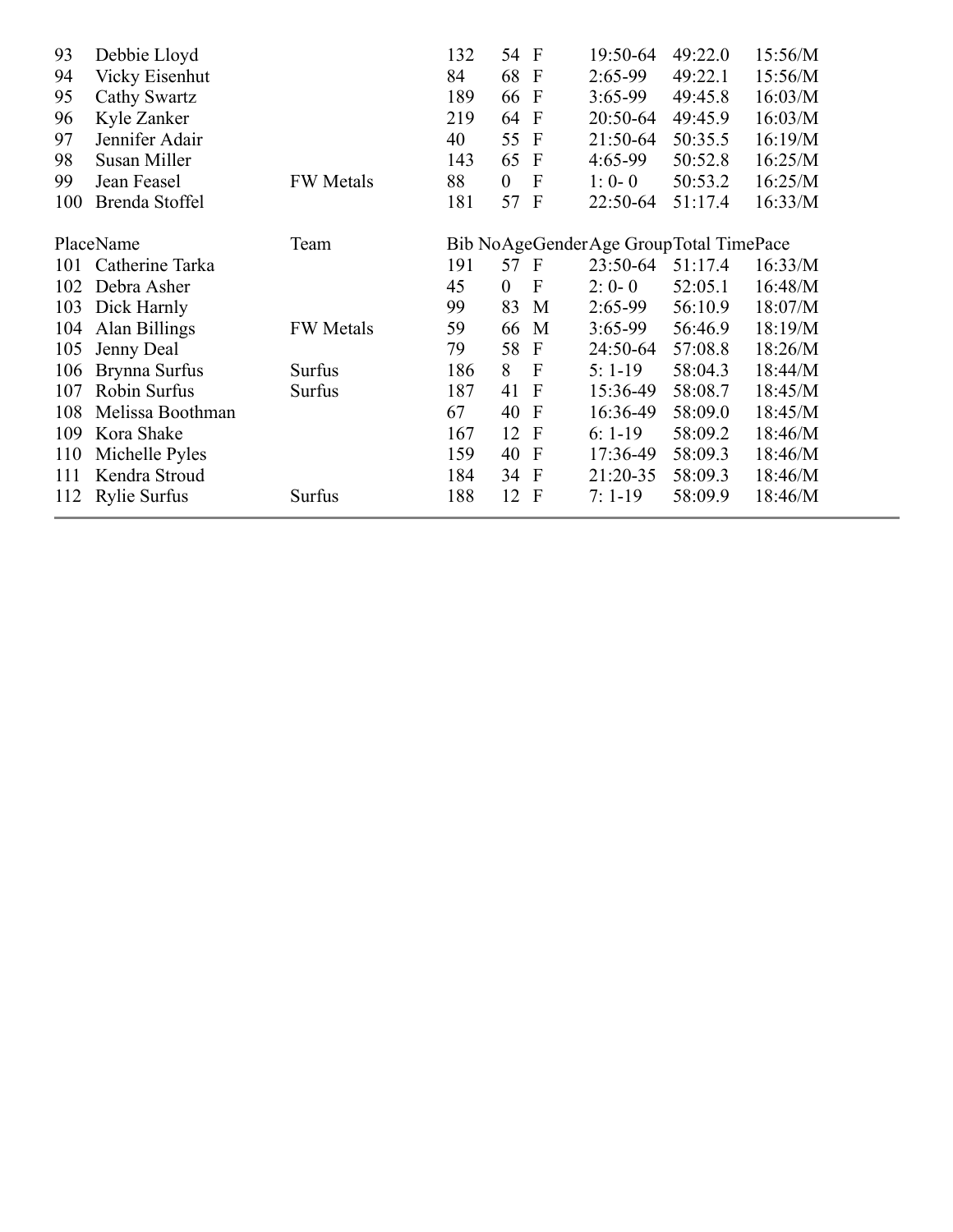| Place | Name | Team | Bib No | Age | Gender | Age Group | Total Time | Pace |
|---|---|---|---|---|---|---|---|---|
| 93 | Debbie Lloyd | | 132 | 54 | F | 19:50-64 | 49:22.0 | 15:56/M |
| 94 | Vicky Eisenhut | | 84 | 68 | F | 2:65-99 | 49:22.1 | 15:56/M |
| 95 | Cathy Swartz | | 189 | 66 | F | 3:65-99 | 49:45.8 | 16:03/M |
| 96 | Kyle Zanker | | 219 | 64 | F | 20:50-64 | 49:45.9 | 16:03/M |
| 97 | Jennifer Adair | | 40 | 55 | F | 21:50-64 | 50:35.5 | 16:19/M |
| 98 | Susan Miller | | 143 | 65 | F | 4:65-99 | 50:52.8 | 16:25/M |
| 99 | Jean Feasel | FW Metals | 88 | 0 | F | 1: 0- 0 | 50:53.2 | 16:25/M |
| 100 | Brenda Stoffel | | 181 | 57 | F | 22:50-64 | 51:17.4 | 16:33/M |
| 101 | Catherine Tarka | | 191 | 57 | F | 23:50-64 | 51:17.4 | 16:33/M |
| 102 | Debra Asher | | 45 | 0 | F | 2: 0- 0 | 52:05.1 | 16:48/M |
| 103 | Dick Harnly | | 99 | 83 | M | 2:65-99 | 56:10.9 | 18:07/M |
| 104 | Alan Billings | FW Metals | 59 | 66 | M | 3:65-99 | 56:46.9 | 18:19/M |
| 105 | Jenny Deal | | 79 | 58 | F | 24:50-64 | 57:08.8 | 18:26/M |
| 106 | Brynna Surfus | Surfus | 186 | 8 | F | 5: 1-19 | 58:04.3 | 18:44/M |
| 107 | Robin Surfus | Surfus | 187 | 41 | F | 15:36-49 | 58:08.7 | 18:45/M |
| 108 | Melissa Boothman | | 67 | 40 | F | 16:36-49 | 58:09.0 | 18:45/M |
| 109 | Kora Shake | | 167 | 12 | F | 6: 1-19 | 58:09.2 | 18:46/M |
| 110 | Michelle Pyles | | 159 | 40 | F | 17:36-49 | 58:09.3 | 18:46/M |
| 111 | Kendra Stroud | | 184 | 34 | F | 21:20-35 | 58:09.3 | 18:46/M |
| 112 | Rylie Surfus | Surfus | 188 | 12 | F | 7: 1-19 | 58:09.9 | 18:46/M |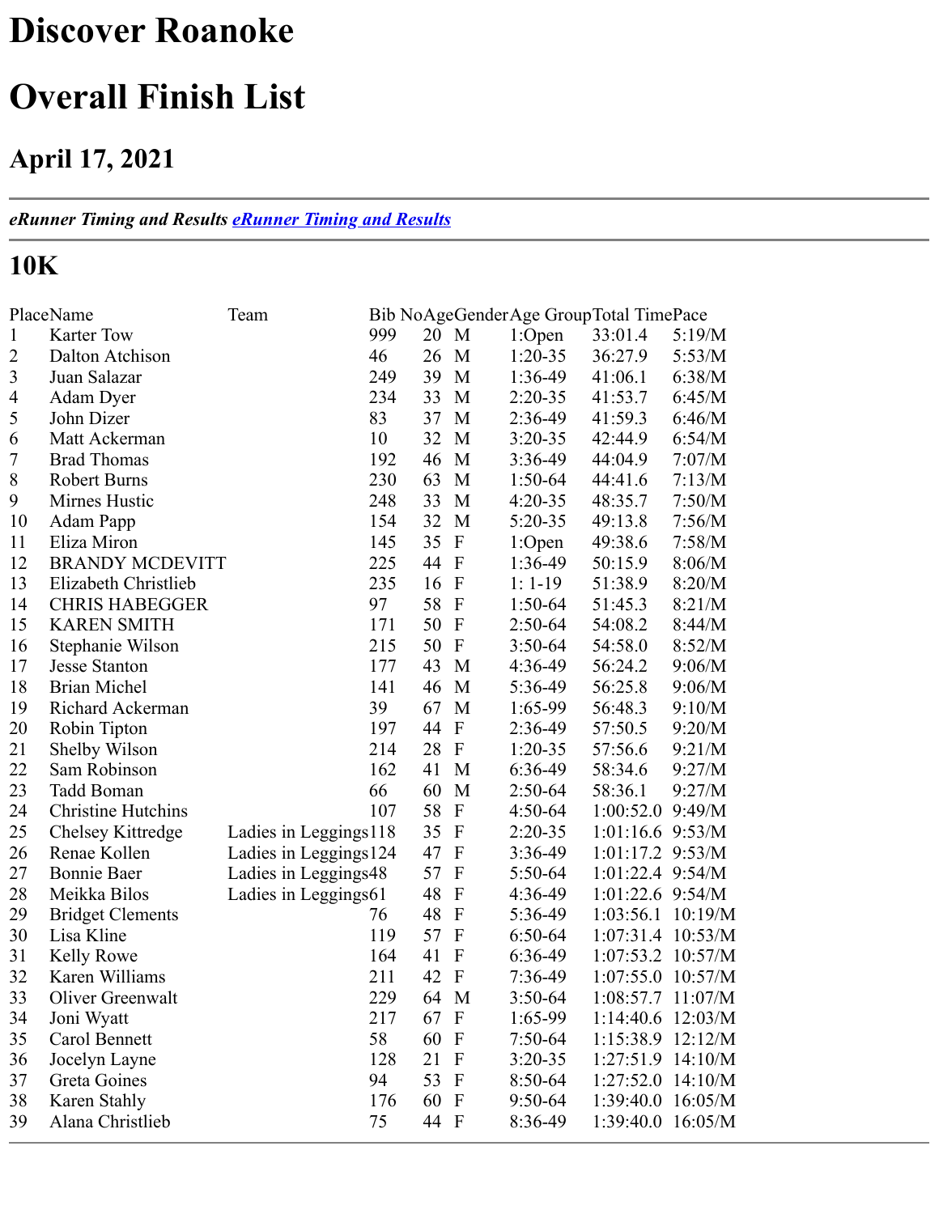# Discover Roanoke

# Overall Finish List

## April 17, 2021

---

***eRunner Timing and Results [eRunner Timing and Results](#)***

---

## 10K

| Place | Name | Team | Bib No | Age | Gender | Age Group | Total Time | Pace |
|---|---|---|---|---|---|---|---|---|
| 1 | Karter Tow | | 999 | 20 | M | 1:Open | 33:01.4 | 5:19/M |
| 2 | Dalton Atchison | | 46 | 26 | M | 1:20-35 | 36:27.9 | 5:53/M |
| 3 | Juan Salazar | | 249 | 39 | M | 1:36-49 | 41:06.1 | 6:38/M |
| 4 | Adam Dyer | | 234 | 33 | M | 2:20-35 | 41:53.7 | 6:45/M |
| 5 | John Dizer | | 83 | 37 | M | 2:36-49 | 41:59.3 | 6:46/M |
| 6 | Matt Ackerman | | 10 | 32 | M | 3:20-35 | 42:44.9 | 6:54/M |
| 7 | Brad Thomas | | 192 | 46 | M | 3:36-49 | 44:04.9 | 7:07/M |
| 8 | Robert Burns | | 230 | 63 | M | 1:50-64 | 44:41.6 | 7:13/M |
| 9 | Mirnes Hustic | | 248 | 33 | M | 4:20-35 | 48:35.7 | 7:50/M |
| 10 | Adam Papp | | 154 | 32 | M | 5:20-35 | 49:13.8 | 7:56/M |
| 11 | Eliza Miron | | 145 | 35 | F | 1:Open | 49:38.6 | 7:58/M |
| 12 | BRANDY MCDEVITT | | 225 | 44 | F | 1:36-49 | 50:15.9 | 8:06/M |
| 13 | Elizabeth Christlieb | | 235 | 16 | F | 1: 1-19 | 51:38.9 | 8:20/M |
| 14 | CHRIS HABEGGER | | 97 | 58 | F | 1:50-64 | 51:45.3 | 8:21/M |
| 15 | KAREN SMITH | | 171 | 50 | F | 2:50-64 | 54:08.2 | 8:44/M |
| 16 | Stephanie Wilson | | 215 | 50 | F | 3:50-64 | 54:58.0 | 8:52/M |
| 17 | Jesse Stanton | | 177 | 43 | M | 4:36-49 | 56:24.2 | 9:06/M |
| 18 | Brian Michel | | 141 | 46 | M | 5:36-49 | 56:25.8 | 9:06/M |
| 19 | Richard Ackerman | | 39 | 67 | M | 1:65-99 | 56:48.3 | 9:10/M |
| 20 | Robin Tipton | | 197 | 44 | F | 2:36-49 | 57:50.5 | 9:20/M |
| 21 | Shelby Wilson | | 214 | 28 | F | 1:20-35 | 57:56.6 | 9:21/M |
| 22 | Sam Robinson | | 162 | 41 | M | 6:36-49 | 58:34.6 | 9:27/M |
| 23 | Tadd Boman | | 66 | 60 | M | 2:50-64 | 58:36.1 | 9:27/M |
| 24 | Christine Hutchins | | 107 | 58 | F | 4:50-64 | 1:00:52.0 | 9:49/M |
| 25 | Chelsey Kittredge | Ladies in Leggings | 118 | 35 | F | 2:20-35 | 1:01:16.6 | 9:53/M |
| 26 | Renae Kollen | Ladies in Leggings | 124 | 47 | F | 3:36-49 | 1:01:17.2 | 9:53/M |
| 27 | Bonnie Baer | Ladies in Leggings | 48 | 57 | F | 5:50-64 | 1:01:22.4 | 9:54/M |
| 28 | Meikka Bilos | Ladies in Leggings | 61 | 48 | F | 4:36-49 | 1:01:22.6 | 9:54/M |
| 29 | Bridget Clements | | 76 | 48 | F | 5:36-49 | 1:03:56.1 | 10:19/M |
| 30 | Lisa Kline | | 119 | 57 | F | 6:50-64 | 1:07:31.4 | 10:53/M |
| 31 | Kelly Rowe | | 164 | 41 | F | 6:36-49 | 1:07:53.2 | 10:57/M |
| 32 | Karen Williams | | 211 | 42 | F | 7:36-49 | 1:07:55.0 | 10:57/M |
| 33 | Oliver Greenwalt | | 229 | 64 | M | 3:50-64 | 1:08:57.7 | 11:07/M |
| 34 | Joni Wyatt | | 217 | 67 | F | 1:65-99 | 1:14:40.6 | 12:03/M |
| 35 | Carol Bennett | | 58 | 60 | F | 7:50-64 | 1:15:38.9 | 12:12/M |
| 36 | Jocelyn Layne | | 128 | 21 | F | 3:20-35 | 1:27:51.9 | 14:10/M |
| 37 | Greta Goines | | 94 | 53 | F | 8:50-64 | 1:27:52.0 | 14:10/M |
| 38 | Karen Stahly | | 176 | 60 | F | 9:50-64 | 1:39:40.0 | 16:05/M |
| 39 | Alana Christlieb | | 75 | 44 | F | 8:36-49 | 1:39:40.0 | 16:05/M |

---